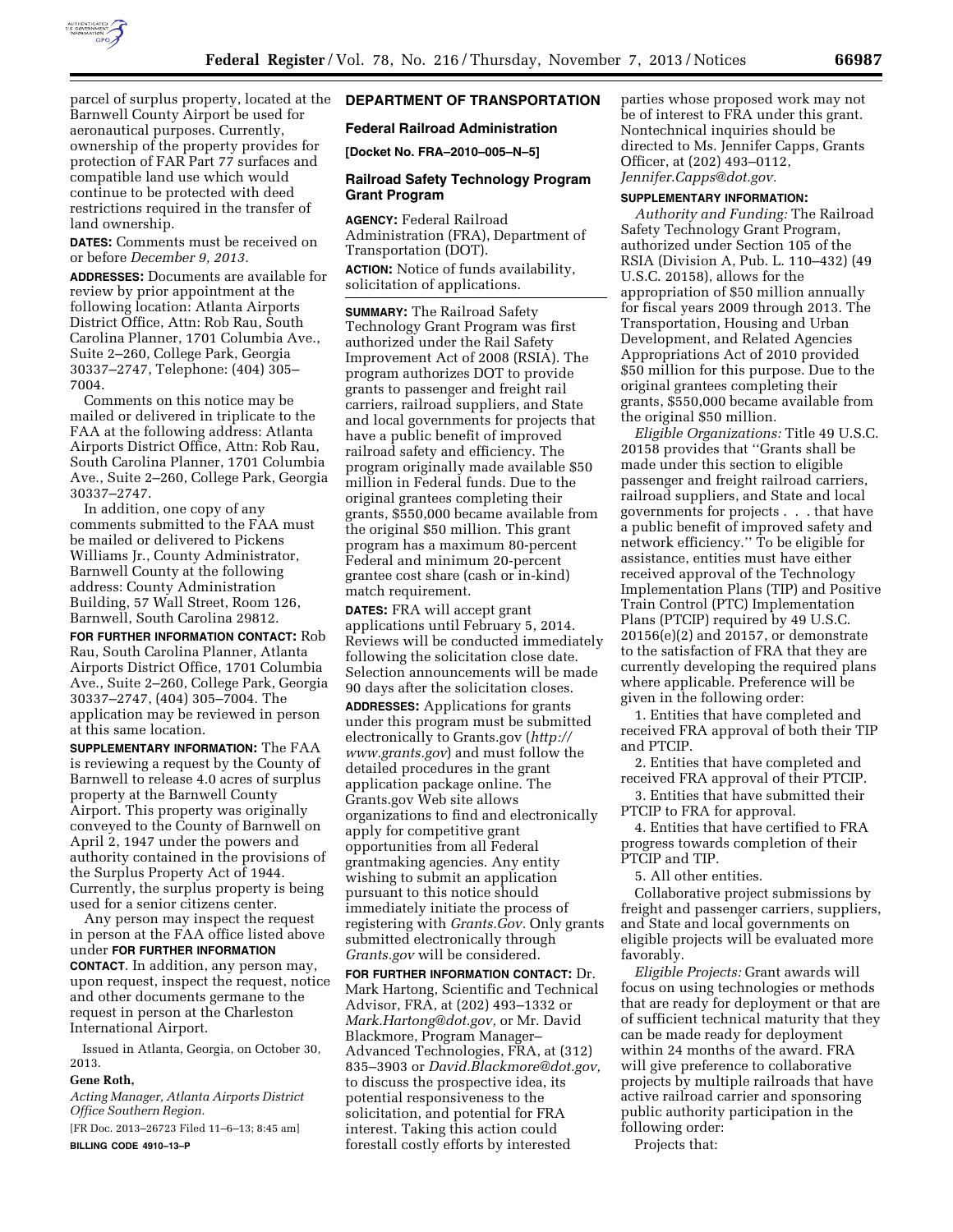parcel of surplus property, located at the Barnwell County Airport be used for aeronautical purposes. Currently, ownership of the property provides for protection of FAR Part 77 surfaces and compatible land use which would continue to be protected with deed restrictions required in the transfer of land ownership.

**DATES:** Comments must be received on or before *December 9, 2013.*

**ADDRESSES:** Documents are available for review by prior appointment at the following location: Atlanta Airports District Office, Attn: Rob Rau, South Carolina Planner, 1701 Columbia Ave., Suite 2–260, College Park, Georgia 30337–2747, Telephone: (404) 305–7004.

Comments on this notice may be mailed or delivered in triplicate to the FAA at the following address: Atlanta Airports District Office, Attn: Rob Rau, South Carolina Planner, 1701 Columbia Ave., Suite 2–260, College Park, Georgia 30337–2747.

In addition, one copy of any comments submitted to the FAA must be mailed or delivered to Pickens Williams Jr., County Administrator, Barnwell County at the following address: County Administration Building, 57 Wall Street, Room 126, Barnwell, South Carolina 29812.

**FOR FURTHER INFORMATION CONTACT:** Rob Rau, South Carolina Planner, Atlanta Airports District Office, 1701 Columbia Ave., Suite 2–260, College Park, Georgia 30337–2747, (404) 305–7004. The application may be reviewed in person at this same location.

**SUPPLEMENTARY INFORMATION:** The FAA is reviewing a request by the County of Barnwell to release 4.0 acres of surplus property at the Barnwell County Airport. This property was originally conveyed to the County of Barnwell on April 2, 1947 under the powers and authority contained in the provisions of the Surplus Property Act of 1944. Currently, the surplus property is being used for a senior citizens center.

Any person may inspect the request in person at the FAA office listed above under **FOR FURTHER INFORMATION CONTACT**. In addition, any person may, upon request, inspect the request, notice and other documents germane to the request in person at the Charleston International Airport.

Issued in Atlanta, Georgia, on October 30, 2013.

**Gene Roth,**

*Acting Manager, Atlanta Airports District Office Southern Region.*

[FR Doc. 2013–26723 Filed 11–6–13; 8:45 am]

**BILLING CODE 4910–13–P**

## DEPARTMENT OF TRANSPORTATION

### Federal Railroad Administration

**[Docket No. FRA–2010–005–N–5]**

### Railroad Safety Technology Program Grant Program

**AGENCY:** Federal Railroad Administration (FRA), Department of Transportation (DOT).

**ACTION:** Notice of funds availability, solicitation of applications.

**SUMMARY:** The Railroad Safety Technology Grant Program was first authorized under the Rail Safety Improvement Act of 2008 (RSIA). The program authorizes DOT to provide grants to passenger and freight rail carriers, railroad suppliers, and State and local governments for projects that have a public benefit of improved railroad safety and efficiency. The program originally made available $50 million in Federal funds. Due to the original grantees completing their grants, $550,000 became available from the original $50 million. This grant program has a maximum 80-percent Federal and minimum 20-percent grantee cost share (cash or in-kind) match requirement.

**DATES:** FRA will accept grant applications until February 5, 2014. Reviews will be conducted immediately following the solicitation close date. Selection announcements will be made 90 days after the solicitation closes.

**ADDRESSES:** Applications for grants under this program must be submitted electronically to Grants.gov (*http://www.grants.gov*) and must follow the detailed procedures in the grant application package online. The Grants.gov Web site allows organizations to find and electronically apply for competitive grant opportunities from all Federal grantmaking agencies. Any entity wishing to submit an application pursuant to this notice should immediately initiate the process of registering with *Grants.Gov.* Only grants submitted electronically through *Grants.gov* will be considered.

**FOR FURTHER INFORMATION CONTACT:** Dr. Mark Hartong, Scientific and Technical Advisor, FRA, at (202) 493–1332 or *Mark.Hartong@dot.gov,* or Mr. David Blackmore, Program Manager–Advanced Technologies, FRA, at (312) 835–3903 or *David.Blackmore@dot.gov,* to discuss the prospective idea, its potential responsiveness to the solicitation, and potential for FRA interest. Taking this action could forestall costly efforts by interested parties whose proposed work may not be of interest to FRA under this grant. Nontechnical inquiries should be directed to Ms. Jennifer Capps, Grants Officer, at (202) 493–0112, *Jennifer.Capps@dot.gov.*

**SUPPLEMENTARY INFORMATION:**

*Authority and Funding:* The Railroad Safety Technology Grant Program, authorized under Section 105 of the RSIA (Division A, Pub. L. 110–432) (49 U.S.C. 20158), allows for the appropriation of $50 million annually for fiscal years 2009 through 2013. The Transportation, Housing and Urban Development, and Related Agencies Appropriations Act of 2010 provided $50 million for this purpose. Due to the original grantees completing their grants, $550,000 became available from the original $50 million.

*Eligible Organizations:* Title 49 U.S.C. 20158 provides that ''Grants shall be made under this section to eligible passenger and freight railroad carriers, railroad suppliers, and State and local governments for projects . . . that have a public benefit of improved safety and network efficiency.'' To be eligible for assistance, entities must have either received approval of the Technology Implementation Plans (TIP) and Positive Train Control (PTC) Implementation Plans (PTCIP) required by 49 U.S.C. 20156(e)(2) and 20157, or demonstrate to the satisfaction of FRA that they are currently developing the required plans where applicable. Preference will be given in the following order:

1. Entities that have completed and received FRA approval of both their TIP and PTCIP.
2. Entities that have completed and received FRA approval of their PTCIP.
3. Entities that have submitted their PTCIP to FRA for approval.
4. Entities that have certified to FRA progress towards completion of their PTCIP and TIP.
5. All other entities.

Collaborative project submissions by freight and passenger carriers, suppliers, and State and local governments on eligible projects will be evaluated more favorably.

*Eligible Projects:* Grant awards will focus on using technologies or methods that are ready for deployment or that are of sufficient technical maturity that they can be made ready for deployment within 24 months of the award. FRA will give preference to collaborative projects by multiple railroads that have active railroad carrier and sponsoring public authority participation in the following order:

Projects that: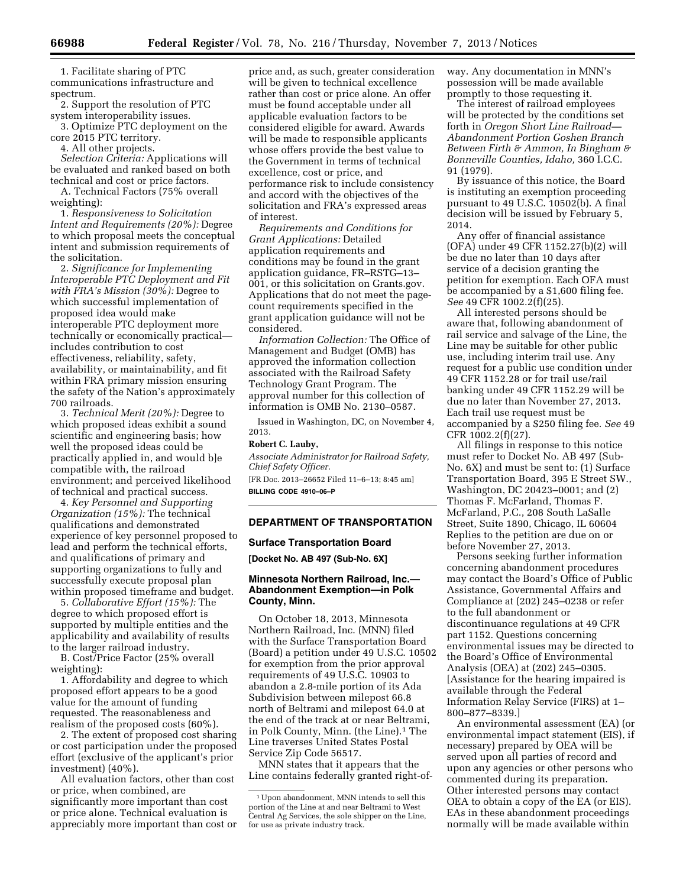1. Facilitate sharing of PTC communications infrastructure and spectrum.

2. Support the resolution of PTC system interoperability issues.

3. Optimize PTC deployment on the core 2015 PTC territory.

4. All other projects.

*Selection Criteria:* Applications will be evaluated and ranked based on both technical and cost or price factors.

A. Technical Factors (75% overall weighting):

1. *Responsiveness to Solicitation Intent and Requirements (20%):* Degree to which proposal meets the conceptual intent and submission requirements of the solicitation.

2. *Significance for Implementing Interoperable PTC Deployment and Fit with FRA's Mission (30%):* Degree to which successful implementation of proposed idea would make interoperable PTC deployment more technically or economically practical—includes contribution to cost effectiveness, reliability, safety, availability, or maintainability, and fit within FRA primary mission ensuring the safety of the Nation's approximately 700 railroads.

3. *Technical Merit (20%):* Degree to which proposed ideas exhibit a sound scientific and engineering basis; how well the proposed ideas could be practically applied in, and would b]e compatible with, the railroad environment; and perceived likelihood of technical and practical success.

4. *Key Personnel and Supporting Organization (15%):* The technical qualifications and demonstrated experience of key personnel proposed to lead and perform the technical efforts, and qualifications of primary and supporting organizations to fully and successfully execute proposal plan within proposed timeframe and budget.

5. *Collaborative Effort (15%):* The degree to which proposed effort is supported by multiple entities and the applicability and availability of results to the larger railroad industry.

B. Cost/Price Factor (25% overall weighting):

1. Affordability and degree to which proposed effort appears to be a good value for the amount of funding requested. The reasonableness and realism of the proposed costs (60%).

2. The extent of proposed cost sharing or cost participation under the proposed effort (exclusive of the applicant's prior investment) (40%).

All evaluation factors, other than cost or price, when combined, are significantly more important than cost or price alone. Technical evaluation is appreciably more important than cost or price and, as such, greater consideration will be given to technical excellence rather than cost or price alone. An offer must be found acceptable under all applicable evaluation factors to be considered eligible for award. Awards will be made to responsible applicants whose offers provide the best value to the Government in terms of technical excellence, cost or price, and performance risk to include consistency and accord with the objectives of the solicitation and FRA's expressed areas of interest.

*Requirements and Conditions for Grant Applications:* Detailed application requirements and conditions may be found in the grant application guidance, FR–RSTG–13–001, or this solicitation on Grants.gov. Applications that do not meet the page-count requirements specified in the grant application guidance will not be considered.

*Information Collection:* The Office of Management and Budget (OMB) has approved the information collection associated with the Railroad Safety Technology Grant Program. The approval number for this collection of information is OMB No. 2130–0587.

Issued in Washington, DC, on November 4, 2013.

**Robert C. Lauby,**

*Associate Administrator for Railroad Safety, Chief Safety Officer.*

[FR Doc. 2013–26652 Filed 11–6–13; 8:45 am]

**BILLING CODE 4910–06–P**

## DEPARTMENT OF TRANSPORTATION

### Surface Transportation Board

**[Docket No. AB 497 (Sub-No. 6X]**

### Minnesota Northern Railroad, Inc.—Abandonment Exemption—in Polk County, Minn.

On October 18, 2013, Minnesota Northern Railroad, Inc. (MNN) filed with the Surface Transportation Board (Board) a petition under 49 U.S.C. 10502 for exemption from the prior approval requirements of 49 U.S.C. 10903 to abandon a 2.8-mile portion of its Ada Subdivision between milepost 66.8 north of Beltrami and milepost 64.0 at the end of the track at or near Beltrami, in Polk County, Minn. (the Line).[1] The Line traverses United States Postal Service Zip Code 56517.

MNN states that it appears that the Line contains federally granted right-of-way. Any documentation in MNN's possession will be made available promptly to those requesting it.

The interest of railroad employees will be protected by the conditions set forth in *Oregon Short Line Railroad—Abandonment Portion Goshen Branch Between Firth & Ammon, In Bingham & Bonneville Counties, Idaho,* 360 I.C.C. 91 (1979).

By issuance of this notice, the Board is instituting an exemption proceeding pursuant to 49 U.S.C. 10502(b). A final decision will be issued by February 5, 2014.

Any offer of financial assistance (OFA) under 49 CFR 1152.27(b)(2) will be due no later than 10 days after service of a decision granting the petition for exemption. Each OFA must be accompanied by a $1,600 filing fee. *See* 49 CFR 1002.2(f)(25).

All interested persons should be aware that, following abandonment of rail service and salvage of the Line, the Line may be suitable for other public use, including interim trail use. Any request for a public use condition under 49 CFR 1152.28 or for trail use/rail banking under 49 CFR 1152.29 will be due no later than November 27, 2013. Each trail use request must be accompanied by a $250 filing fee. *See* 49 CFR 1002.2(f)(27).

All filings in response to this notice must refer to Docket No. AB 497 (Sub-No. 6X) and must be sent to: (1) Surface Transportation Board, 395 E Street SW., Washington, DC 20423–0001; and (2) Thomas F. McFarland, Thomas F. McFarland, P.C., 208 South LaSalle Street, Suite 1890, Chicago, IL 60604 Replies to the petition are due on or before November 27, 2013.

Persons seeking further information concerning abandonment procedures may contact the Board's Office of Public Assistance, Governmental Affairs and Compliance at (202) 245–0238 or refer to the full abandonment or discontinuance regulations at 49 CFR part 1152. Questions concerning environmental issues may be directed to the Board's Office of Environmental Analysis (OEA) at (202) 245–0305. [Assistance for the hearing impaired is available through the Federal Information Relay Service (FIRS) at 1–800–877–8339.]

An environmental assessment (EA) (or environmental impact statement (EIS), if necessary) prepared by OEA will be served upon all parties of record and upon any agencies or other persons who commented during its preparation. Other interested persons may contact OEA to obtain a copy of the EA (or EIS). EAs in these abandonment proceedings normally will be made available within

[1] Upon abandonment, MNN intends to sell this portion of the Line at and near Beltrami to West Central Ag Services, the sole shipper on the Line, for use as private industry track.